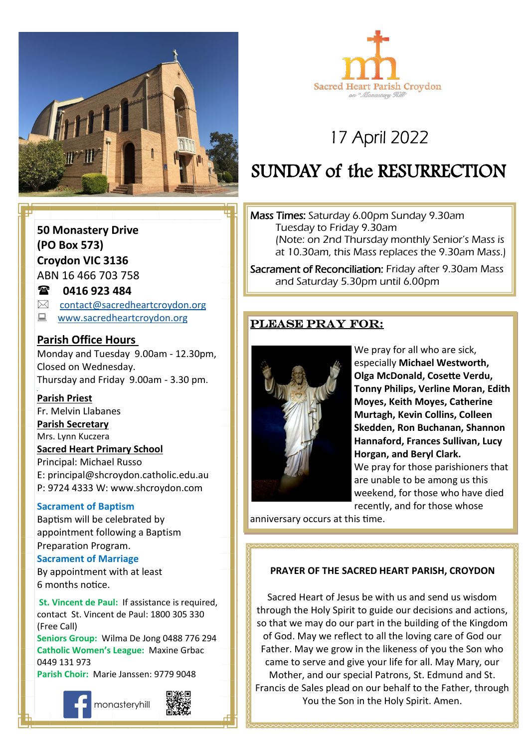Sacred Heart Parish Croydon

on "Monastery Hill"

# 17 April 2022

# SUNDAY of the RESURRECTION

**50 Monastery Drive**
**(PO Box 573)**
**Croydon VIC 3136**
ABN 16 466 703 758
☎ **0416 923 484**
contact@sacredheartcroydon.org
www.sacredheartcroydon.org

**Parish Office Hours**
Monday and Tuesday 9.00am - 12.30pm,
Closed on Wednesday.
Thursday and Friday 9.00am - 3.30 pm.

**Parish Priest**
Fr. Melvin Llabanes
**Parish Secretary**
Mrs. Lynn Kuczera
**Sacred Heart Primary School**
Principal: Michael Russo
E: principal@shcroydon.catholic.edu.au
P: 9724 4333 W: www.shcroydon.com

**Sacrament of Baptism**
Baptism will be celebrated by appointment following a Baptism Preparation Program.
**Sacrament of Marriage**
By appointment with at least 6 months notice.

**St. Vincent de Paul:** If assistance is required, contact St. Vincent de Paul: 1800 305 330 (Free Call)
**Seniors Group:** Wilma De Jong 0488 776 294
**Catholic Women's League:** Maxine Grbac 0449 131 973
**Parish Choir:** Marie Janssen: 9779 9048

monasteryhill

Mass Times: Saturday 6.00pm Sunday 9.30am
Tuesday to Friday 9.30am
(Note: on 2nd Thursday monthly Senior's Mass is at 10.30am, this Mass replaces the 9.30am Mass.)

Sacrament of Reconciliation: Friday after 9.30am Mass and Saturday 5.30pm until 6.00pm

## PLEASE PRAY FOR:

We pray for all who are sick, especially **Michael Westworth, Olga McDonald, Cosette Verdu, Tonny Philips, Verline Moran, Edith Moyes, Keith Moyes, Catherine Murtagh, Kevin Collins, Colleen Skedden, Ron Buchanan, Shannon Hannaford, Frances Sullivan, Lucy Horgan, and Beryl Clark.**
We pray for those parishioners that are unable to be among us this weekend, for those who have died recently, and for those whose anniversary occurs at this time.

**PRAYER OF THE SACRED HEART PARISH, CROYDON**

Sacred Heart of Jesus be with us and send us wisdom through the Holy Spirit to guide our decisions and actions, so that we may do our part in the building of the Kingdom of God. May we reflect to all the loving care of God our Father. May we grow in the likeness of you the Son who came to serve and give your life for all. May Mary, our Mother, and our special Patrons, St. Edmund and St. Francis de Sales plead on our behalf to the Father, through You the Son in the Holy Spirit. Amen.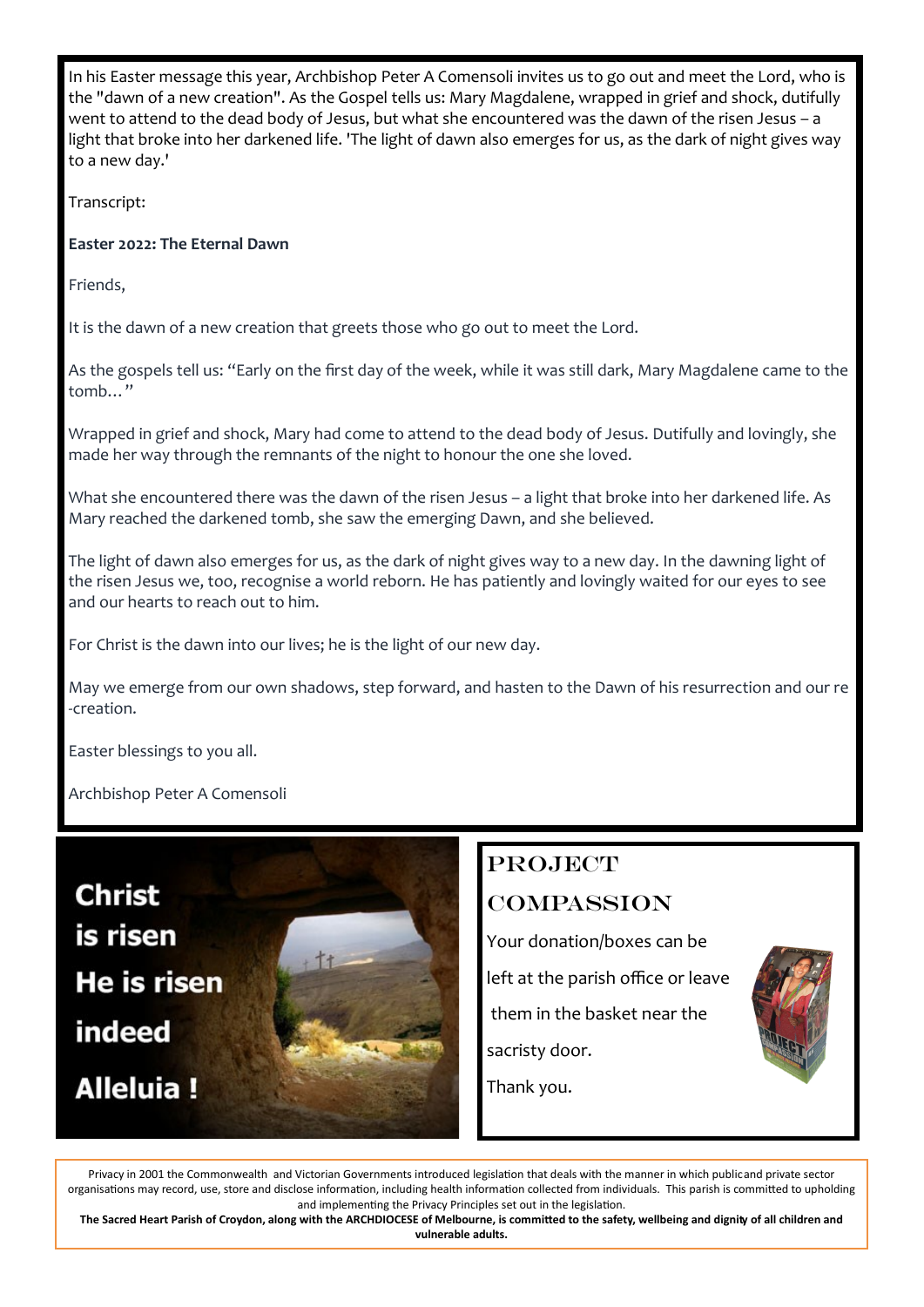In his Easter message this year, Archbishop Peter A Comensoli invites us to go out and meet the Lord, who is the "dawn of a new creation". As the Gospel tells us: Mary Magdalene, wrapped in grief and shock, dutifully went to attend to the dead body of Jesus, but what she encountered was the dawn of the risen Jesus – a light that broke into her darkened life. 'The light of dawn also emerges for us, as the dark of night gives way to a new day.'

Transcript:

**Easter 2022: The Eternal Dawn**

Friends,

It is the dawn of a new creation that greets those who go out to meet the Lord.

As the gospels tell us: "Early on the first day of the week, while it was still dark, Mary Magdalene came to the tomb…"

Wrapped in grief and shock, Mary had come to attend to the dead body of Jesus. Dutifully and lovingly, she made her way through the remnants of the night to honour the one she loved.

What she encountered there was the dawn of the risen Jesus – a light that broke into her darkened life. As Mary reached the darkened tomb, she saw the emerging Dawn, and she believed.

The light of dawn also emerges for us, as the dark of night gives way to a new day. In the dawning light of the risen Jesus we, too, recognise a world reborn. He has patiently and lovingly waited for our eyes to see and our hearts to reach out to him.

For Christ is the dawn into our lives; he is the light of our new day.

May we emerge from our own shadows, step forward, and hasten to the Dawn of his resurrection and our re-creation.

Easter blessings to you all.

Archbishop Peter A Comensoli

**Christ is risen**
**He is risen indeed**
**Alleluia !**

## PROJECT COMPASSION

Your donation/boxes can be left at the parish office or leave them in the basket near the sacristy door.

Thank you.

Privacy in 2001 the Commonwealth and Victorian Governments introduced legislation that deals with the manner in which public and private sector organisations may record, use, store and disclose information, including health information collected from individuals. This parish is committed to upholding and implementing the Privacy Principles set out in the legislation.

**The Sacred Heart Parish of Croydon, along with the ARCHDIOCESE of Melbourne, is committed to the safety, wellbeing and dignity of all children and vulnerable adults.**